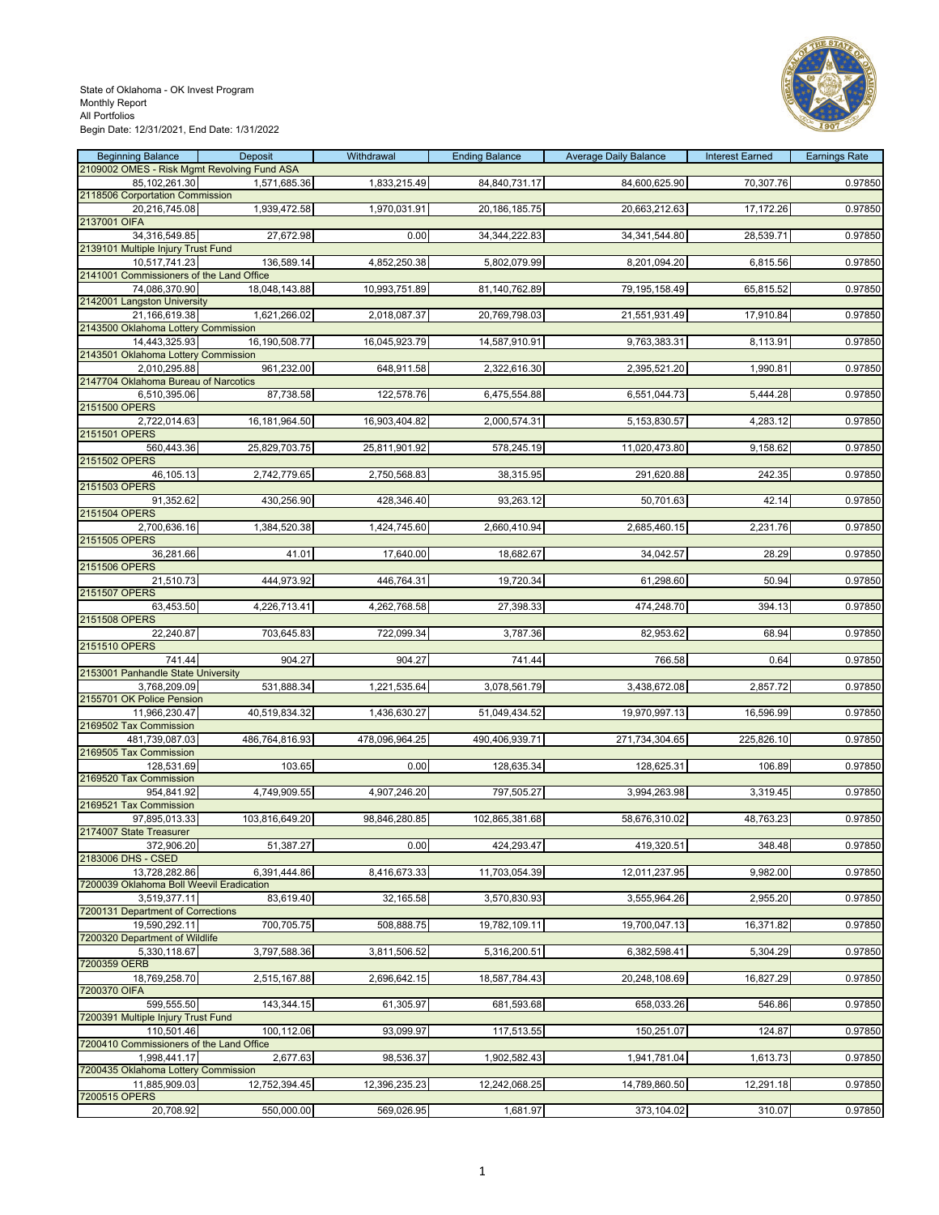State of Oklahoma - OK Invest Program
Monthly Report
All Portfolios
Begin Date: 12/31/2021, End Date: 1/31/2022

| Beginning Balance | Deposit | Withdrawal | Ending Balance | Average Daily Balance | Interest Earned | Earnings Rate |
|---|---|---|---|---|---|---|
| 2109002 OMES - Risk Mgmt Revolving Fund ASA | | | | | | |
| 85,102,261.30 | 1,571,685.36 | 1,833,215.49 | 84,840,731.17 | 84,600,625.90 | 70,307.76 | 0.97850 |
| 2118506 Corportation Commission | | | | | | |
| 20,216,745.08 | 1,939,472.58 | 1,970,031.91 | 20,186,185.75 | 20,663,212.63 | 17,172.26 | 0.97850 |
| 2137001 OIFA | | | | | | |
| 34,316,549.85 | 27,672.98 | 0.00 | 34,344,222.83 | 34,341,544.80 | 28,539.71 | 0.97850 |
| 2139101 Multiple Injury Trust Fund | | | | | | |
| 10,517,741.23 | 136,589.14 | 4,852,250.38 | 5,802,079.99 | 8,201,094.20 | 6,815.56 | 0.97850 |
| 2141001 Commissioners of the Land Office | | | | | | |
| 74,086,370.90 | 18,048,143.88 | 10,993,751.89 | 81,140,762.89 | 79,195,158.49 | 65,815.52 | 0.97850 |
| 2142001 Langston University | | | | | | |
| 21,166,619.38 | 1,621,266.02 | 2,018,087.37 | 20,769,798.03 | 21,551,931.49 | 17,910.84 | 0.97850 |
| 2143500 Oklahoma Lottery Commission | | | | | | |
| 14,443,325.93 | 16,190,508.77 | 16,045,923.79 | 14,587,910.91 | 9,763,383.31 | 8,113.91 | 0.97850 |
| 2143501 Oklahoma Lottery Commission | | | | | | |
| 2,010,295.88 | 961,232.00 | 648,911.58 | 2,322,616.30 | 2,395,521.20 | 1,990.81 | 0.97850 |
| 2147704 Oklahoma Bureau of Narcotics | | | | | | |
| 6,510,395.06 | 87,738.58 | 122,578.76 | 6,475,554.88 | 6,551,044.73 | 5,444.28 | 0.97850 |
| 2151500 OPERS | | | | | | |
| 2,722,014.63 | 16,181,964.50 | 16,903,404.82 | 2,000,574.31 | 5,153,830.57 | 4,283.12 | 0.97850 |
| 2151501 OPERS | | | | | | |
| 560,443.36 | 25,829,703.75 | 25,811,901.92 | 578,245.19 | 11,020,473.80 | 9,158.62 | 0.97850 |
| 2151502 OPERS | | | | | | |
| 46,105.13 | 2,742,779.65 | 2,750,568.83 | 38,315.95 | 291,620.88 | 242.35 | 0.97850 |
| 2151503 OPERS | | | | | | |
| 91,352.62 | 430,256.90 | 428,346.40 | 93,263.12 | 50,701.63 | 42.14 | 0.97850 |
| 2151504 OPERS | | | | | | |
| 2,700,636.16 | 1,384,520.38 | 1,424,745.60 | 2,660,410.94 | 2,685,460.15 | 2,231.76 | 0.97850 |
| 2151505 OPERS | | | | | | |
| 36,281.66 | 41.01 | 17,640.00 | 18,682.67 | 34,042.57 | 28.29 | 0.97850 |
| 2151506 OPERS | | | | | | |
| 21,510.73 | 444,973.92 | 446,764.31 | 19,720.34 | 61,298.60 | 50.94 | 0.97850 |
| 2151507 OPERS | | | | | | |
| 63,453.50 | 4,226,713.41 | 4,262,768.58 | 27,398.33 | 474,248.70 | 394.13 | 0.97850 |
| 2151508 OPERS | | | | | | |
| 22,240.87 | 703,645.83 | 722,099.34 | 3,787.36 | 82,953.62 | 68.94 | 0.97850 |
| 2151510 OPERS | | | | | | |
| 741.44 | 904.27 | 904.27 | 741.44 | 766.58 | 0.64 | 0.97850 |
| 2153001 Panhandle State University | | | | | | |
| 3,768,209.09 | 531,888.34 | 1,221,535.64 | 3,078,561.79 | 3,438,672.08 | 2,857.72 | 0.97850 |
| 2155701 OK Police Pension | | | | | | |
| 11,966,230.47 | 40,519,834.32 | 1,436,630.27 | 51,049,434.52 | 19,970,997.13 | 16,596.99 | 0.97850 |
| 2169502 Tax Commission | | | | | | |
| 481,739,087.03 | 486,764,816.93 | 478,096,964.25 | 490,406,939.71 | 271,734,304.65 | 225,826.10 | 0.97850 |
| 2169505 Tax Commission | | | | | | |
| 128,531.69 | 103.65 | 0.00 | 128,635.34 | 128,625.31 | 106.89 | 0.97850 |
| 2169520 Tax Commission | | | | | | |
| 954,841.92 | 4,749,909.55 | 4,907,246.20 | 797,505.27 | 3,994,263.98 | 3,319.45 | 0.97850 |
| 2169521 Tax Commission | | | | | | |
| 97,895,013.33 | 103,816,649.20 | 98,846,280.85 | 102,865,381.68 | 58,676,310.02 | 48,763.23 | 0.97850 |
| 2174007 State Treasurer | | | | | | |
| 372,906.20 | 51,387.27 | 0.00 | 424,293.47 | 419,320.51 | 348.48 | 0.97850 |
| 2183006 DHS - CSED | | | | | | |
| 13,728,282.86 | 6,391,444.86 | 8,416,673.33 | 11,703,054.39 | 12,011,237.95 | 9,982.00 | 0.97850 |
| 7200039 Oklahoma Boll Weevil Eradication | | | | | | |
| 3,519,377.11 | 83,619.40 | 32,165.58 | 3,570,830.93 | 3,555,964.26 | 2,955.20 | 0.97850 |
| 7200131 Department of Corrections | | | | | | |
| 19,590,292.11 | 700,705.75 | 508,888.75 | 19,782,109.11 | 19,700,047.13 | 16,371.82 | 0.97850 |
| 7200320 Department of Wildlife | | | | | | |
| 5,330,118.67 | 3,797,588.36 | 3,811,506.52 | 5,316,200.51 | 6,382,598.41 | 5,304.29 | 0.97850 |
| 7200359 OERB | | | | | | |
| 18,769,258.70 | 2,515,167.88 | 2,696,642.15 | 18,587,784.43 | 20,248,108.69 | 16,827.29 | 0.97850 |
| 7200370 OIFA | | | | | | |
| 599,555.50 | 143,344.15 | 61,305.97 | 681,593.68 | 658,033.26 | 546.86 | 0.97850 |
| 7200391 Multiple Injury Trust Fund | | | | | | |
| 110,501.46 | 100,112.06 | 93,099.97 | 117,513.55 | 150,251.07 | 124.87 | 0.97850 |
| 7200410 Commissioners of the Land Office | | | | | | |
| 1,998,441.17 | 2,677.63 | 98,536.37 | 1,902,582.43 | 1,941,781.04 | 1,613.73 | 0.97850 |
| 7200435 Oklahoma Lottery Commission | | | | | | |
| 11,885,909.03 | 12,752,394.45 | 12,396,235.23 | 12,242,068.25 | 14,789,860.50 | 12,291.18 | 0.97850 |
| 7200515 OPERS | | | | | | |
| 20,708.92 | 550,000.00 | 569,026.95 | 1,681.97 | 373,104.02 | 310.07 | 0.97850 |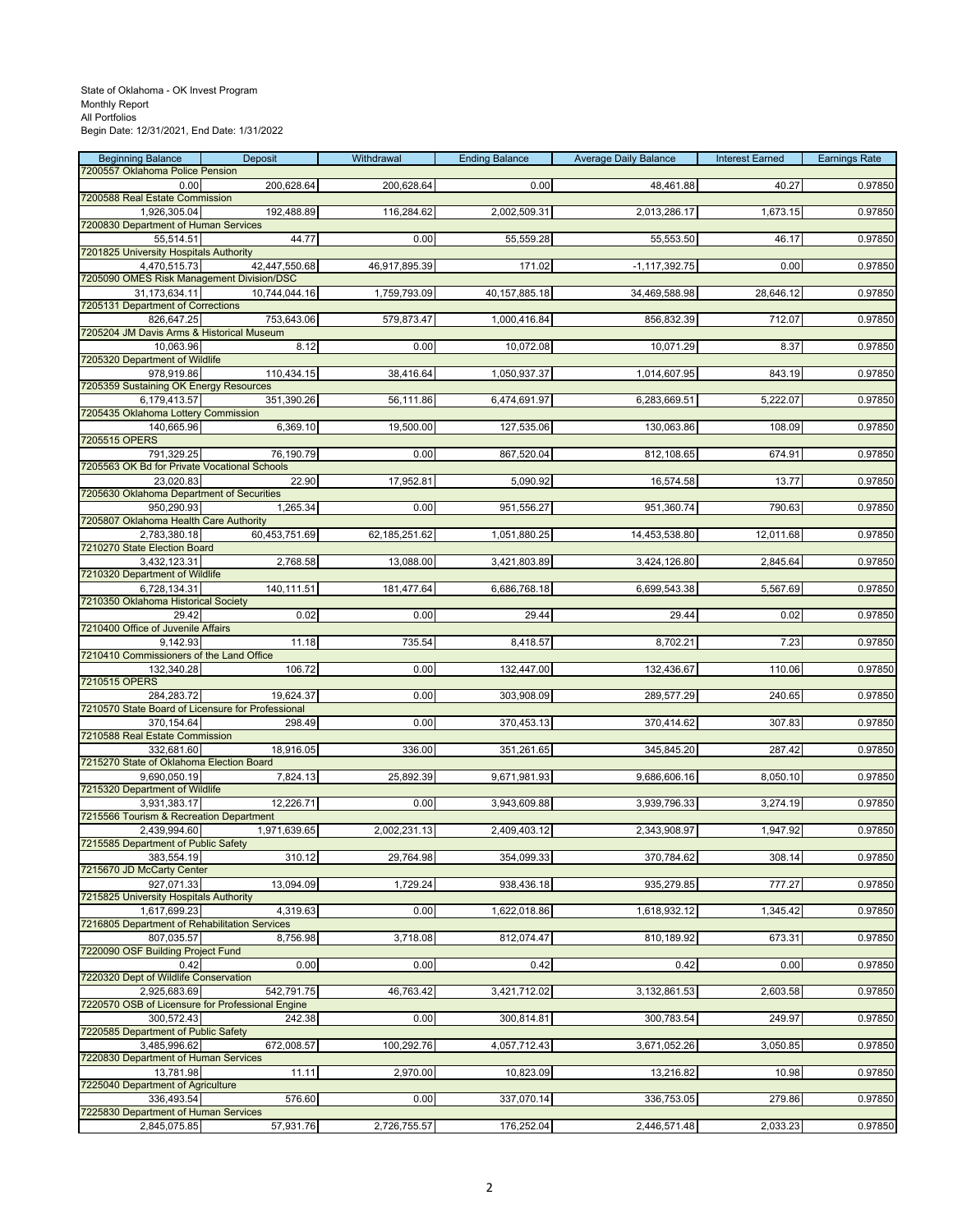State of Oklahoma - OK Invest Program
Monthly Report
All Portfolios
Begin Date: 12/31/2021, End Date: 1/31/2022

| Beginning Balance | Deposit | Withdrawal | Ending Balance | Average Daily Balance | Interest Earned | Earnings Rate |
|---|---|---|---|---|---|---|
| 7200557 Oklahoma Police Pension | | | | | | |
| 0.00 | 200,628.64 | 200,628.64 | 0.00 | 48,461.88 | 40.27 | 0.97850 |
| 7200588 Real Estate Commission | | | | | | |
| 1,926,305.04 | 192,488.89 | 116,284.62 | 2,002,509.31 | 2,013,286.17 | 1,673.15 | 0.97850 |
| 7200830 Department of Human Services | | | | | | |
| 55,514.51 | 44.77 | 0.00 | 55,559.28 | 55,553.50 | 46.17 | 0.97850 |
| 7201825 University Hospitals Authority | | | | | | |
| 4,470,515.73 | 42,447,550.68 | 46,917,895.39 | 171.02 | -1,117,392.75 | 0.00 | 0.97850 |
| 7205090 OMES Risk Management Division/DSC | | | | | | |
| 31,173,634.11 | 10,744,044.16 | 1,759,793.09 | 40,157,885.18 | 34,469,588.98 | 28,646.12 | 0.97850 |
| 7205131 Department of Corrections | | | | | | |
| 826,647.25 | 753,643.06 | 579,873.47 | 1,000,416.84 | 856,832.39 | 712.07 | 0.97850 |
| 7205204 JM Davis Arms & Historical Museum | | | | | | |
| 10,063.96 | 8.12 | 0.00 | 10,072.08 | 10,071.29 | 8.37 | 0.97850 |
| 7205320 Department of Wildlife | | | | | | |
| 978,919.86 | 110,434.15 | 38,416.64 | 1,050,937.37 | 1,014,607.95 | 843.19 | 0.97850 |
| 7205359 Sustaining OK Energy Resources | | | | | | |
| 6,179,413.57 | 351,390.26 | 56,111.86 | 6,474,691.97 | 6,283,669.51 | 5,222.07 | 0.97850 |
| 7205435 Oklahoma Lottery Commission | | | | | | |
| 140,665.96 | 6,369.10 | 19,500.00 | 127,535.06 | 130,063.86 | 108.09 | 0.97850 |
| 7205515 OPERS | | | | | | |
| 791,329.25 | 76,190.79 | 0.00 | 867,520.04 | 812,108.65 | 674.91 | 0.97850 |
| 7205563 OK Bd for Private Vocational Schools | | | | | | |
| 23,020.83 | 22.90 | 17,952.81 | 5,090.92 | 16,574.58 | 13.77 | 0.97850 |
| 7205630 Oklahoma Department of Securities | | | | | | |
| 950,290.93 | 1,265.34 | 0.00 | 951,556.27 | 951,360.74 | 790.63 | 0.97850 |
| 7205807 Oklahoma Health Care Authority | | | | | | |
| 2,783,380.18 | 60,453,751.69 | 62,185,251.62 | 1,051,880.25 | 14,453,538.80 | 12,011.68 | 0.97850 |
| 7210270 State Election Board | | | | | | |
| 3,432,123.31 | 2,768.58 | 13,088.00 | 3,421,803.89 | 3,424,126.80 | 2,845.64 | 0.97850 |
| 7210320 Department of Wildlife | | | | | | |
| 6,728,134.31 | 140,111.51 | 181,477.64 | 6,686,768.18 | 6,699,543.38 | 5,567.69 | 0.97850 |
| 7210350 Oklahoma Historical Society | | | | | | |
| 29.42 | 0.02 | 0.00 | 29.44 | 29.44 | 0.02 | 0.97850 |
| 7210400 Office of Juvenile Affairs | | | | | | |
| 9,142.93 | 11.18 | 735.54 | 8,418.57 | 8,702.21 | 7.23 | 0.97850 |
| 7210410 Commissioners of the Land Office | | | | | | |
| 132,340.28 | 106.72 | 0.00 | 132,447.00 | 132,436.67 | 110.06 | 0.97850 |
| 7210515 OPERS | | | | | | |
| 284,283.72 | 19,624.37 | 0.00 | 303,908.09 | 289,577.29 | 240.65 | 0.97850 |
| 7210570 State Board of Licensure for Professional | | | | | | |
| 370,154.64 | 298.49 | 0.00 | 370,453.13 | 370,414.62 | 307.83 | 0.97850 |
| 7210588 Real Estate Commission | | | | | | |
| 332,681.60 | 18,916.05 | 336.00 | 351,261.65 | 345,845.20 | 287.42 | 0.97850 |
| 7215270 State of Oklahoma Election Board | | | | | | |
| 9,690,050.19 | 7,824.13 | 25,892.39 | 9,671,981.93 | 9,686,606.16 | 8,050.10 | 0.97850 |
| 7215320 Department of Wildlife | | | | | | |
| 3,931,383.17 | 12,226.71 | 0.00 | 3,943,609.88 | 3,939,796.33 | 3,274.19 | 0.97850 |
| 7215566 Tourism & Recreation Department | | | | | | |
| 2,439,994.60 | 1,971,639.65 | 2,002,231.13 | 2,409,403.12 | 2,343,908.97 | 1,947.92 | 0.97850 |
| 7215585 Department of Public Safety | | | | | | |
| 383,554.19 | 310.12 | 29,764.98 | 354,099.33 | 370,784.62 | 308.14 | 0.97850 |
| 7215670 JD McCarty Center | | | | | | |
| 927,071.33 | 13,094.09 | 1,729.24 | 938,436.18 | 935,279.85 | 777.27 | 0.97850 |
| 7215825 University Hospitals Authority | | | | | | |
| 1,617,699.23 | 4,319.63 | 0.00 | 1,622,018.86 | 1,618,932.12 | 1,345.42 | 0.97850 |
| 7216805 Department of Rehabilitation Services | | | | | | |
| 807,035.57 | 8,756.98 | 3,718.08 | 812,074.47 | 810,189.92 | 673.31 | 0.97850 |
| 7220090 OSF Building Project Fund | | | | | | |
| 0.42 | 0.00 | 0.00 | 0.42 | 0.42 | 0.00 | 0.97850 |
| 7220320 Dept of Wildlife Conservation | | | | | | |
| 2,925,683.69 | 542,791.75 | 46,763.42 | 3,421,712.02 | 3,132,861.53 | 2,603.58 | 0.97850 |
| 7220570 OSB of Licensure for Professional Engine | | | | | | |
| 300,572.43 | 242.38 | 0.00 | 300,814.81 | 300,783.54 | 249.97 | 0.97850 |
| 7220585 Department of Public Safety | | | | | | |
| 3,485,996.62 | 672,008.57 | 100,292.76 | 4,057,712.43 | 3,671,052.26 | 3,050.85 | 0.97850 |
| 7220830 Department of Human Services | | | | | | |
| 13,781.98 | 11.11 | 2,970.00 | 10,823.09 | 13,216.82 | 10.98 | 0.97850 |
| 7225040 Department of Agriculture | | | | | | |
| 336,493.54 | 576.60 | 0.00 | 337,070.14 | 336,753.05 | 279.86 | 0.97850 |
| 7225830 Department of Human Services | | | | | | |
| 2,845,075.85 | 57,931.76 | 2,726,755.57 | 176,252.04 | 2,446,571.48 | 2,033.23 | 0.97850 |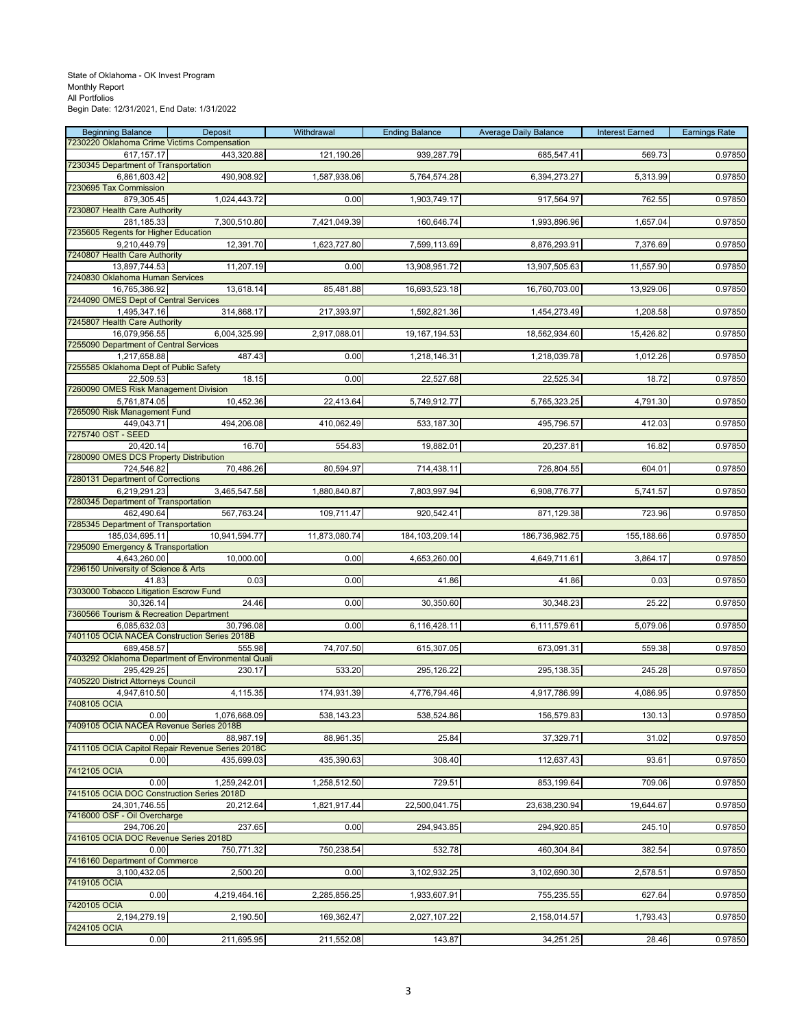State of Oklahoma - OK Invest Program
Monthly Report
All Portfolios
Begin Date: 12/31/2021, End Date: 1/31/2022

| Beginning Balance | Deposit | Withdrawal | Ending Balance | Average Daily Balance | Interest Earned | Earnings Rate |
|---|---|---|---|---|---|---|
| 7230220 Oklahoma Crime Victims Compensation | | | | | | |
| 617,157.17 | 443,320.88 | 121,190.26 | 939,287.79 | 685,547.41 | 569.73 | 0.97850 |
| 7230345 Department of Transportation | | | | | | |
| 6,861,603.42 | 490,908.92 | 1,587,938.06 | 5,764,574.28 | 6,394,273.27 | 5,313.99 | 0.97850 |
| 7230695 Tax Commission | | | | | | |
| 879,305.45 | 1,024,443.72 | 0.00 | 1,903,749.17 | 917,564.97 | 762.55 | 0.97850 |
| 7230807 Health Care Authority | | | | | | |
| 281,185.33 | 7,300,510.80 | 7,421,049.39 | 160,646.74 | 1,993,896.96 | 1,657.04 | 0.97850 |
| 7235605 Regents for Higher Education | | | | | | |
| 9,210,449.79 | 12,391.70 | 1,623,727.80 | 7,599,113.69 | 8,876,293.91 | 7,376.69 | 0.97850 |
| 7240807 Health Care Authority | | | | | | |
| 13,897,744.53 | 11,207.19 | 0.00 | 13,908,951.72 | 13,907,505.63 | 11,557.90 | 0.97850 |
| 7240830 Oklahoma Human Services | | | | | | |
| 16,765,386.92 | 13,618.14 | 85,481.88 | 16,693,523.18 | 16,760,703.00 | 13,929.06 | 0.97850 |
| 7244090 OMES Dept of Central Services | | | | | | |
| 1,495,347.16 | 314,868.17 | 217,393.97 | 1,592,821.36 | 1,454,273.49 | 1,208.58 | 0.97850 |
| 7245807 Health Care Authority | | | | | | |
| 16,079,956.55 | 6,004,325.99 | 2,917,088.01 | 19,167,194.53 | 18,562,934.60 | 15,426.82 | 0.97850 |
| 7255090 Department of Central Services | | | | | | |
| 1,217,658.88 | 487.43 | 0.00 | 1,218,146.31 | 1,218,039.78 | 1,012.26 | 0.97850 |
| 7255585 Oklahoma Dept of Public Safety | | | | | | |
| 22,509.53 | 18.15 | 0.00 | 22,527.68 | 22,525.34 | 18.72 | 0.97850 |
| 7260090 OMES Risk Management Division | | | | | | |
| 5,761,874.05 | 10,452.36 | 22,413.64 | 5,749,912.77 | 5,765,323.25 | 4,791.30 | 0.97850 |
| 7265090 Risk Management Fund | | | | | | |
| 449,043.71 | 494,206.08 | 410,062.49 | 533,187.30 | 495,796.57 | 412.03 | 0.97850 |
| 7275740 OST - SEED | | | | | | |
| 20,420.14 | 16.70 | 554.83 | 19,882.01 | 20,237.81 | 16.82 | 0.97850 |
| 7280090 OMES DCS Property Distribution | | | | | | |
| 724,546.82 | 70,486.26 | 80,594.97 | 714,438.11 | 726,804.55 | 604.01 | 0.97850 |
| 7280131 Department of Corrections | | | | | | |
| 6,219,291.23 | 3,465,547.58 | 1,880,840.87 | 7,803,997.94 | 6,908,776.77 | 5,741.57 | 0.97850 |
| 7280345 Department of Transportation | | | | | | |
| 462,490.64 | 567,763.24 | 109,711.47 | 920,542.41 | 871,129.38 | 723.96 | 0.97850 |
| 7285345 Department of Transportation | | | | | | |
| 185,034,695.11 | 10,941,594.77 | 11,873,080.74 | 184,103,209.14 | 186,736,982.75 | 155,188.66 | 0.97850 |
| 7295090 Emergency & Transportation | | | | | | |
| 4,643,260.00 | 10,000.00 | 0.00 | 4,653,260.00 | 4,649,711.61 | 3,864.17 | 0.97850 |
| 7296150 University of Science & Arts | | | | | | |
| 41.83 | 0.03 | 0.00 | 41.86 | 41.86 | 0.03 | 0.97850 |
| 7303000 Tobacco Litigation Escrow Fund | | | | | | |
| 30,326.14 | 24.46 | 0.00 | 30,350.60 | 30,348.23 | 25.22 | 0.97850 |
| 7360566 Tourism & Recreation Department | | | | | | |
| 6,085,632.03 | 30,796.08 | 0.00 | 6,116,428.11 | 6,111,579.61 | 5,079.06 | 0.97850 |
| 7401105 OCIA NACEA Construction Series 2018B | | | | | | |
| 689,458.57 | 555.98 | 74,707.50 | 615,307.05 | 673,091.31 | 559.38 | 0.97850 |
| 7403292 Oklahoma Department of Environmental Quali | | | | | | |
| 295,429.25 | 230.17 | 533.20 | 295,126.22 | 295,138.35 | 245.28 | 0.97850 |
| 7405220 District Attorneys Council | | | | | | |
| 4,947,610.50 | 4,115.35 | 174,931.39 | 4,776,794.46 | 4,917,786.99 | 4,086.95 | 0.97850 |
| 7408105 OCIA | | | | | | |
| 0.00 | 1,076,668.09 | 538,143.23 | 538,524.86 | 156,579.83 | 130.13 | 0.97850 |
| 7409105 OCIA NACEA Revenue Series 2018B | | | | | | |
| 0.00 | 88,987.19 | 88,961.35 | 25.84 | 37,329.71 | 31.02 | 0.97850 |
| 7411105 OCIA Capitol Repair Revenue Series 2018C | | | | | | |
| 0.00 | 435,699.03 | 435,390.63 | 308.40 | 112,637.43 | 93.61 | 0.97850 |
| 7412105 OCIA | | | | | | |
| 0.00 | 1,259,242.01 | 1,258,512.50 | 729.51 | 853,199.64 | 709.06 | 0.97850 |
| 7415105 OCIA DOC Construction Series 2018D | | | | | | |
| 24,301,746.55 | 20,212.64 | 1,821,917.44 | 22,500,041.75 | 23,638,230.94 | 19,644.67 | 0.97850 |
| 7416000 OSF - Oil Overcharge | | | | | | |
| 294,706.20 | 237.65 | 0.00 | 294,943.85 | 294,920.85 | 245.10 | 0.97850 |
| 7416105 OCIA DOC Revenue Series 2018D | | | | | | |
| 0.00 | 750,771.32 | 750,238.54 | 532.78 | 460,304.84 | 382.54 | 0.97850 |
| 7416160 Department of Commerce | | | | | | |
| 3,100,432.05 | 2,500.20 | 0.00 | 3,102,932.25 | 3,102,690.30 | 2,578.51 | 0.97850 |
| 7419105 OCIA | | | | | | |
| 0.00 | 4,219,464.16 | 2,285,856.25 | 1,933,607.91 | 755,235.55 | 627.64 | 0.97850 |
| 7420105 OCIA | | | | | | |
| 2,194,279.19 | 2,190.50 | 169,362.47 | 2,027,107.22 | 2,158,014.57 | 1,793.43 | 0.97850 |
| 7424105 OCIA | | | | | | |
| 0.00 | 211,695.95 | 211,552.08 | 143.87 | 34,251.25 | 28.46 | 0.97850 |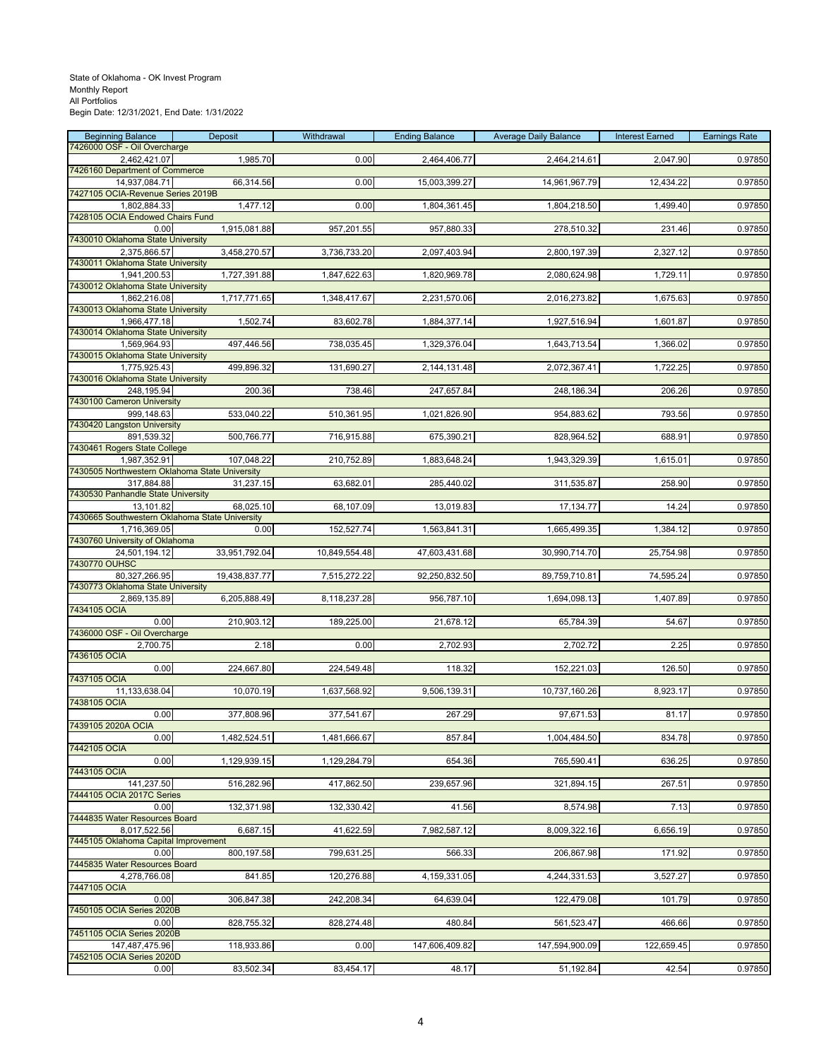State of Oklahoma - OK Invest Program
Monthly Report
All Portfolios
Begin Date: 12/31/2021, End Date: 1/31/2022

| Beginning Balance | Deposit | Withdrawal | Ending Balance | Average Daily Balance | Interest Earned | Earnings Rate |
|---|---|---|---|---|---|---|
| 7426000 OSF - Oil Overcharge | | | | | | |
| 2,462,421.07 | 1,985.70 | 0.00 | 2,464,406.77 | 2,464,214.61 | 2,047.90 | 0.97850 |
| 7426160 Department of Commerce | | | | | | |
| 14,937,084.71 | 66,314.56 | 0.00 | 15,003,399.27 | 14,961,967.79 | 12,434.22 | 0.97850 |
| 7427105 OCIA-Revenue Series 2019B | | | | | | |
| 1,802,884.33 | 1,477.12 | 0.00 | 1,804,361.45 | 1,804,218.50 | 1,499.40 | 0.97850 |
| 7428105 OCIA Endowed Chairs Fund | | | | | | |
| 0.00 | 1,915,081.88 | 957,201.55 | 957,880.33 | 278,510.32 | 231.46 | 0.97850 |
| 7430010 Oklahoma State University | | | | | | |
| 2,375,866.57 | 3,458,270.57 | 3,736,733.20 | 2,097,403.94 | 2,800,197.39 | 2,327.12 | 0.97850 |
| 7430011 Oklahoma State University | | | | | | |
| 1,941,200.53 | 1,727,391.88 | 1,847,622.63 | 1,820,969.78 | 2,080,624.98 | 1,729.11 | 0.97850 |
| 7430012 Oklahoma State University | | | | | | |
| 1,862,216.08 | 1,717,771.65 | 1,348,417.67 | 2,231,570.06 | 2,016,273.82 | 1,675.63 | 0.97850 |
| 7430013 Oklahoma State University | | | | | | |
| 1,966,477.18 | 1,502.74 | 83,602.78 | 1,884,377.14 | 1,927,516.94 | 1,601.87 | 0.97850 |
| 7430014 Oklahoma State University | | | | | | |
| 1,569,964.93 | 497,446.56 | 738,035.45 | 1,329,376.04 | 1,643,713.54 | 1,366.02 | 0.97850 |
| 7430015 Oklahoma State University | | | | | | |
| 1,775,925.43 | 499,896.32 | 131,690.27 | 2,144,131.48 | 2,072,367.41 | 1,722.25 | 0.97850 |
| 7430016 Oklahoma State University | | | | | | |
| 248,195.94 | 200.36 | 738.46 | 247,657.84 | 248,186.34 | 206.26 | 0.97850 |
| 7430100 Cameron University | | | | | | |
| 999,148.63 | 533,040.22 | 510,361.95 | 1,021,826.90 | 954,883.62 | 793.56 | 0.97850 |
| 7430420 Langston University | | | | | | |
| 891,539.32 | 500,766.77 | 716,915.88 | 675,390.21 | 828,964.52 | 688.91 | 0.97850 |
| 7430461 Rogers State College | | | | | | |
| 1,987,352.91 | 107,048.22 | 210,752.89 | 1,883,648.24 | 1,943,329.39 | 1,615.01 | 0.97850 |
| 7430505 Northwestern Oklahoma State University | | | | | | |
| 317,884.88 | 31,237.15 | 63,682.01 | 285,440.02 | 311,535.87 | 258.90 | 0.97850 |
| 7430530 Panhandle State University | | | | | | |
| 13,101.82 | 68,025.10 | 68,107.09 | 13,019.83 | 17,134.77 | 14.24 | 0.97850 |
| 7430665 Southwestern Oklahoma State University | | | | | | |
| 1,716,369.05 | 0.00 | 152,527.74 | 1,563,841.31 | 1,665,499.35 | 1,384.12 | 0.97850 |
| 7430760 University of Oklahoma | | | | | | |
| 24,501,194.12 | 33,951,792.04 | 10,849,554.48 | 47,603,431.68 | 30,990,714.70 | 25,754.98 | 0.97850 |
| 7430770 OUHSC | | | | | | |
| 80,327,266.95 | 19,438,837.77 | 7,515,272.22 | 92,250,832.50 | 89,759,710.81 | 74,595.24 | 0.97850 |
| 7430773 Oklahoma State University | | | | | | |
| 2,869,135.89 | 6,205,888.49 | 8,118,237.28 | 956,787.10 | 1,694,098.13 | 1,407.89 | 0.97850 |
| 7434105 OCIA | | | | | | |
| 0.00 | 210,903.12 | 189,225.00 | 21,678.12 | 65,784.39 | 54.67 | 0.97850 |
| 7436000 OSF - Oil Overcharge | | | | | | |
| 2,700.75 | 2.18 | 0.00 | 2,702.93 | 2,702.72 | 2.25 | 0.97850 |
| 7436105 OCIA | | | | | | |
| 0.00 | 224,667.80 | 224,549.48 | 118.32 | 152,221.03 | 126.50 | 0.97850 |
| 7437105 OCIA | | | | | | |
| 11,133,638.04 | 10,070.19 | 1,637,568.92 | 9,506,139.31 | 10,737,160.26 | 8,923.17 | 0.97850 |
| 7438105 OCIA | | | | | | |
| 0.00 | 377,808.96 | 377,541.67 | 267.29 | 97,671.53 | 81.17 | 0.97850 |
| 7439105 2020A OCIA | | | | | | |
| 0.00 | 1,482,524.51 | 1,481,666.67 | 857.84 | 1,004,484.50 | 834.78 | 0.97850 |
| 7442105 OCIA | | | | | | |
| 0.00 | 1,129,939.15 | 1,129,284.79 | 654.36 | 765,590.41 | 636.25 | 0.97850 |
| 7443105 OCIA | | | | | | |
| 141,237.50 | 516,282.96 | 417,862.50 | 239,657.96 | 321,894.15 | 267.51 | 0.97850 |
| 7444105 OCIA 2017C Series | | | | | | |
| 0.00 | 132,371.98 | 132,330.42 | 41.56 | 8,574.98 | 7.13 | 0.97850 |
| 7444835 Water Resources Board | | | | | | |
| 8,017,522.56 | 6,687.15 | 41,622.59 | 7,982,587.12 | 8,009,322.16 | 6,656.19 | 0.97850 |
| 7445105 Oklahoma Capital Improvement | | | | | | |
| 0.00 | 800,197.58 | 799,631.25 | 566.33 | 206,867.98 | 171.92 | 0.97850 |
| 7445835 Water Resources Board | | | | | | |
| 4,278,766.08 | 841.85 | 120,276.88 | 4,159,331.05 | 4,244,331.53 | 3,527.27 | 0.97850 |
| 7447105 OCIA | | | | | | |
| 0.00 | 306,847.38 | 242,208.34 | 64,639.04 | 122,479.08 | 101.79 | 0.97850 |
| 7450105 OCIA Series 2020B | | | | | | |
| 0.00 | 828,755.32 | 828,274.48 | 480.84 | 561,523.47 | 466.66 | 0.97850 |
| 7451105 OCIA Series 2020B | | | | | | |
| 147,487,475.96 | 118,933.86 | 0.00 | 147,606,409.82 | 147,594,900.09 | 122,659.45 | 0.97850 |
| 7452105 OCIA Series 2020D | | | | | | |
| 0.00 | 83,502.34 | 83,454.17 | 48.17 | 51,192.84 | 42.54 | 0.97850 |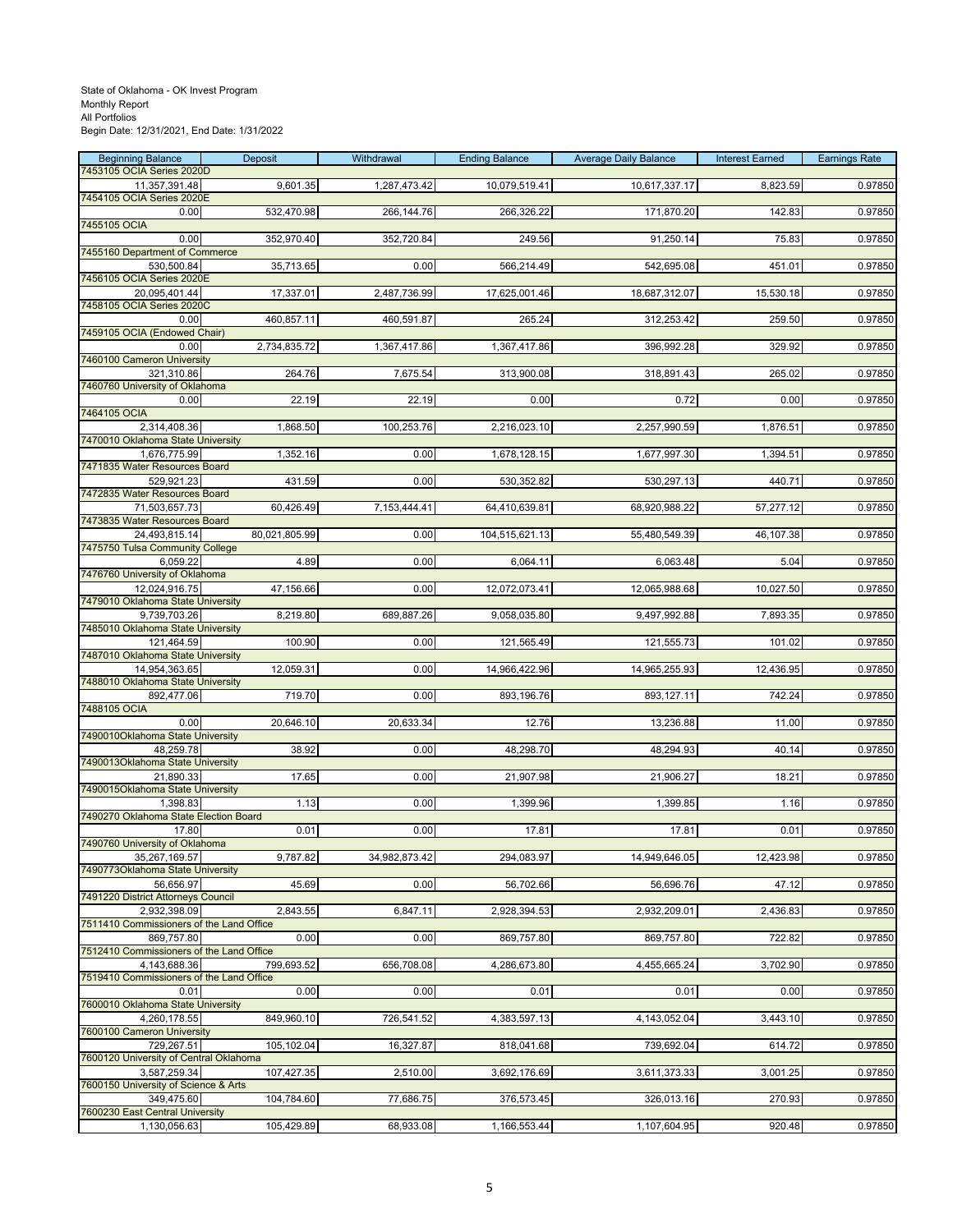State of Oklahoma - OK Invest Program
Monthly Report
All Portfolios
Begin Date: 12/31/2021, End Date: 1/31/2022

| Beginning Balance | Deposit | Withdrawal | Ending Balance | Average Daily Balance | Interest Earned | Earnings Rate |
|---|---|---|---|---|---|---|
| 7453105 OCIA Series 2020D | | | | | | |
| 11,357,391.48 | 9,601.35 | 1,287,473.42 | 10,079,519.41 | 10,617,337.17 | 8,823.59 | 0.97850 |
| 7454105 OCIA Series 2020E | | | | | | |
| 0.00 | 532,470.98 | 266,144.76 | 266,326.22 | 171,870.20 | 142.83 | 0.97850 |
| 7455105 OCIA | | | | | | |
| 0.00 | 352,970.40 | 352,720.84 | 249.56 | 91,250.14 | 75.83 | 0.97850 |
| 7455160 Department of Commerce | | | | | | |
| 530,500.84 | 35,713.65 | 0.00 | 566,214.49 | 542,695.08 | 451.01 | 0.97850 |
| 7456105 OCIA Series 2020E | | | | | | |
| 20,095,401.44 | 17,337.01 | 2,487,736.99 | 17,625,001.46 | 18,687,312.07 | 15,530.18 | 0.97850 |
| 7458105 OCIA Series 2020C | | | | | | |
| 0.00 | 460,857.11 | 460,591.87 | 265.24 | 312,253.42 | 259.50 | 0.97850 |
| 7459105 OCIA (Endowed Chair) | | | | | | |
| 0.00 | 2,734,835.72 | 1,367,417.86 | 1,367,417.86 | 396,992.28 | 329.92 | 0.97850 |
| 7460100 Cameron University | | | | | | |
| 321,310.86 | 264.76 | 7,675.54 | 313,900.08 | 318,891.43 | 265.02 | 0.97850 |
| 7460760 University of Oklahoma | | | | | | |
| 0.00 | 22.19 | 22.19 | 0.00 | 0.72 | 0.00 | 0.97850 |
| 7464105 OCIA | | | | | | |
| 2,314,408.36 | 1,868.50 | 100,253.76 | 2,216,023.10 | 2,257,990.59 | 1,876.51 | 0.97850 |
| 7470010 Oklahoma State University | | | | | | |
| 1,676,775.99 | 1,352.16 | 0.00 | 1,678,128.15 | 1,677,997.30 | 1,394.51 | 0.97850 |
| 7471835 Water Resources Board | | | | | | |
| 529,921.23 | 431.59 | 0.00 | 530,352.82 | 530,297.13 | 440.71 | 0.97850 |
| 7472835 Water Resources Board | | | | | | |
| 71,503,657.73 | 60,426.49 | 7,153,444.41 | 64,410,639.81 | 68,920,988.22 | 57,277.12 | 0.97850 |
| 7473835 Water Resources Board | | | | | | |
| 24,493,815.14 | 80,021,805.99 | 0.00 | 104,515,621.13 | 55,480,549.39 | 46,107.38 | 0.97850 |
| 7475750 Tulsa Community College | | | | | | |
| 6,059.22 | 4.89 | 0.00 | 6,064.11 | 6,063.48 | 5.04 | 0.97850 |
| 7476760 University of Oklahoma | | | | | | |
| 12,024,916.75 | 47,156.66 | 0.00 | 12,072,073.41 | 12,065,988.68 | 10,027.50 | 0.97850 |
| 7479010 Oklahoma State University | | | | | | |
| 9,739,703.26 | 8,219.80 | 689,887.26 | 9,058,035.80 | 9,497,992.88 | 7,893.35 | 0.97850 |
| 7485010 Oklahoma State University | | | | | | |
| 121,464.59 | 100.90 | 0.00 | 121,565.49 | 121,555.73 | 101.02 | 0.97850 |
| 7487010 Oklahoma State University | | | | | | |
| 14,954,363.65 | 12,059.31 | 0.00 | 14,966,422.96 | 14,965,255.93 | 12,436.95 | 0.97850 |
| 7488010 Oklahoma State University | | | | | | |
| 892,477.06 | 719.70 | 0.00 | 893,196.76 | 893,127.11 | 742.24 | 0.97850 |
| 7488105 OCIA | | | | | | |
| 0.00 | 20,646.10 | 20,633.34 | 12.76 | 13,236.88 | 11.00 | 0.97850 |
| 7490010Oklahoma State University | | | | | | |
| 48,259.78 | 38.92 | 0.00 | 48,298.70 | 48,294.93 | 40.14 | 0.97850 |
| 7490013Oklahoma State University | | | | | | |
| 21,890.33 | 17.65 | 0.00 | 21,907.98 | 21,906.27 | 18.21 | 0.97850 |
| 7490015Oklahoma State University | | | | | | |
| 1,398.83 | 1.13 | 0.00 | 1,399.96 | 1,399.85 | 1.16 | 0.97850 |
| 7490270 Oklahoma State Election Board | | | | | | |
| 17.80 | 0.01 | 0.00 | 17.81 | 17.81 | 0.01 | 0.97850 |
| 7490760 University of Oklahoma | | | | | | |
| 35,267,169.57 | 9,787.82 | 34,982,873.42 | 294,083.97 | 14,949,646.05 | 12,423.98 | 0.97850 |
| 7490773Oklahoma State University | | | | | | |
| 56,656.97 | 45.69 | 0.00 | 56,702.66 | 56,696.76 | 47.12 | 0.97850 |
| 7491220 District Attorneys Council | | | | | | |
| 2,932,398.09 | 2,843.55 | 6,847.11 | 2,928,394.53 | 2,932,209.01 | 2,436.83 | 0.97850 |
| 7511410 Commissioners of the Land Office | | | | | | |
| 869,757.80 | 0.00 | 0.00 | 869,757.80 | 869,757.80 | 722.82 | 0.97850 |
| 7512410 Commissioners of the Land Office | | | | | | |
| 4,143,688.36 | 799,693.52 | 656,708.08 | 4,286,673.80 | 4,455,665.24 | 3,702.90 | 0.97850 |
| 7519410 Commissioners of the Land Office | | | | | | |
| 0.01 | 0.00 | 0.00 | 0.01 | 0.01 | 0.00 | 0.97850 |
| 7600010 Oklahoma State University | | | | | | |
| 4,260,178.55 | 849,960.10 | 726,541.52 | 4,383,597.13 | 4,143,052.04 | 3,443.10 | 0.97850 |
| 7600100 Cameron University | | | | | | |
| 729,267.51 | 105,102.04 | 16,327.87 | 818,041.68 | 739,692.04 | 614.72 | 0.97850 |
| 7600120 University of Central Oklahoma | | | | | | |
| 3,587,259.34 | 107,427.35 | 2,510.00 | 3,692,176.69 | 3,611,373.33 | 3,001.25 | 0.97850 |
| 7600150 University of Science & Arts | | | | | | |
| 349,475.60 | 104,784.60 | 77,686.75 | 376,573.45 | 326,013.16 | 270.93 | 0.97850 |
| 7600230 East Central University | | | | | | |
| 1,130,056.63 | 105,429.89 | 68,933.08 | 1,166,553.44 | 1,107,604.95 | 920.48 | 0.97850 |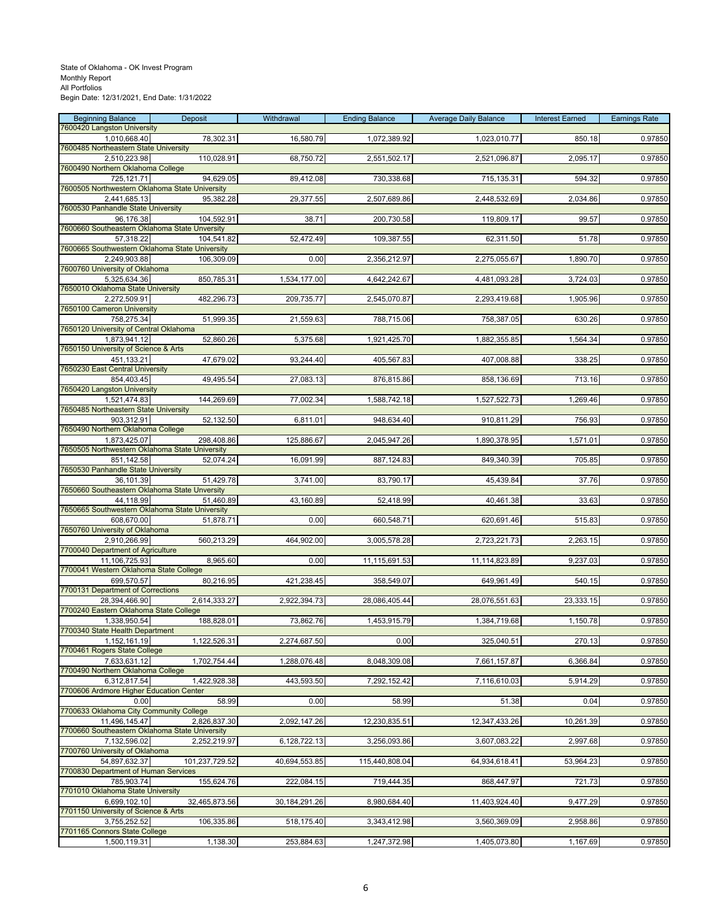State of Oklahoma - OK Invest Program
Monthly Report
All Portfolios
Begin Date: 12/31/2021, End Date: 1/31/2022

| Beginning Balance | Deposit | Withdrawal | Ending Balance | Average Daily Balance | Interest Earned | Earnings Rate |
|---|---|---|---|---|---|---|
| 7600420 Langston University | | | | | | |
| 1,010,668.40 | 78,302.31 | 16,580.79 | 1,072,389.92 | 1,023,010.77 | 850.18 | 0.97850 |
| 7600485 Northeastern State University | | | | | | |
| 2,510,223.98 | 110,028.91 | 68,750.72 | 2,551,502.17 | 2,521,096.87 | 2,095.17 | 0.97850 |
| 7600490 Northern Oklahoma College | | | | | | |
| 725,121.71 | 94,629.05 | 89,412.08 | 730,338.68 | 715,135.31 | 594.32 | 0.97850 |
| 7600505 Northwestern Oklahoma State University | | | | | | |
| 2,441,685.13 | 95,382.28 | 29,377.55 | 2,507,689.86 | 2,448,532.69 | 2,034.86 | 0.97850 |
| 7600530 Panhandle State University | | | | | | |
| 96,176.38 | 104,592.91 | 38.71 | 200,730.58 | 119,809.17 | 99.57 | 0.97850 |
| 7600660 Southeastern Oklahoma State Unversity | | | | | | |
| 57,318.22 | 104,541.82 | 52,472.49 | 109,387.55 | 62,311.50 | 51.78 | 0.97850 |
| 7600665 Southwestern Oklahoma State University | | | | | | |
| 2,249,903.88 | 106,309.09 | 0.00 | 2,356,212.97 | 2,275,055.67 | 1,890.70 | 0.97850 |
| 7600760 University of Oklahoma | | | | | | |
| 5,325,634.36 | 850,785.31 | 1,534,177.00 | 4,642,242.67 | 4,481,093.28 | 3,724.03 | 0.97850 |
| 7650010 Oklahoma State University | | | | | | |
| 2,272,509.91 | 482,296.73 | 209,735.77 | 2,545,070.87 | 2,293,419.68 | 1,905.96 | 0.97850 |
| 7650100 Cameron University | | | | | | |
| 758,275.34 | 51,999.35 | 21,559.63 | 788,715.06 | 758,387.05 | 630.26 | 0.97850 |
| 7650120 University of Central Oklahoma | | | | | | |
| 1,873,941.12 | 52,860.26 | 5,375.68 | 1,921,425.70 | 1,882,355.85 | 1,564.34 | 0.97850 |
| 7650150 University of Science & Arts | | | | | | |
| 451,133.21 | 47,679.02 | 93,244.40 | 405,567.83 | 407,008.88 | 338.25 | 0.97850 |
| 7650230 East Central University | | | | | | |
| 854,403.45 | 49,495.54 | 27,083.13 | 876,815.86 | 858,136.69 | 713.16 | 0.97850 |
| 7650420 Langston University | | | | | | |
| 1,521,474.83 | 144,269.69 | 77,002.34 | 1,588,742.18 | 1,527,522.73 | 1,269.46 | 0.97850 |
| 7650485 Northeastern State University | | | | | | |
| 903,312.91 | 52,132.50 | 6,811.01 | 948,634.40 | 910,811.29 | 756.93 | 0.97850 |
| 7650490 Northern Oklahoma College | | | | | | |
| 1,873,425.07 | 298,408.86 | 125,886.67 | 2,045,947.26 | 1,890,378.95 | 1,571.01 | 0.97850 |
| 7650505 Northwestern Oklahoma State University | | | | | | |
| 851,142.58 | 52,074.24 | 16,091.99 | 887,124.83 | 849,340.39 | 705.85 | 0.97850 |
| 7650530 Panhandle State University | | | | | | |
| 36,101.39 | 51,429.78 | 3,741.00 | 83,790.17 | 45,439.84 | 37.76 | 0.97850 |
| 7650660 Southeastern Oklahoma State Unversity | | | | | | |
| 44,118.99 | 51,460.89 | 43,160.89 | 52,418.99 | 40,461.38 | 33.63 | 0.97850 |
| 7650665 Southwestern Oklahoma State University | | | | | | |
| 608,670.00 | 51,878.71 | 0.00 | 660,548.71 | 620,691.46 | 515.83 | 0.97850 |
| 7650760 University of Oklahoma | | | | | | |
| 2,910,266.99 | 560,213.29 | 464,902.00 | 3,005,578.28 | 2,723,221.73 | 2,263.15 | 0.97850 |
| 7700040 Department of Agriculture | | | | | | |
| 11,106,725.93 | 8,965.60 | 0.00 | 11,115,691.53 | 11,114,823.89 | 9,237.03 | 0.97850 |
| 7700041 Western Oklahoma State College | | | | | | |
| 699,570.57 | 80,216.95 | 421,238.45 | 358,549.07 | 649,961.49 | 540.15 | 0.97850 |
| 7700131 Department of Corrections | | | | | | |
| 28,394,466.90 | 2,614,333.27 | 2,922,394.73 | 28,086,405.44 | 28,076,551.63 | 23,333.15 | 0.97850 |
| 7700240 Eastern Oklahoma State College | | | | | | |
| 1,338,950.54 | 188,828.01 | 73,862.76 | 1,453,915.79 | 1,384,719.68 | 1,150.78 | 0.97850 |
| 7700340 State Health Department | | | | | | |
| 1,152,161.19 | 1,122,526.31 | 2,274,687.50 | 0.00 | 325,040.51 | 270.13 | 0.97850 |
| 7700461 Rogers State College | | | | | | |
| 7,633,631.12 | 1,702,754.44 | 1,288,076.48 | 8,048,309.08 | 7,661,157.87 | 6,366.84 | 0.97850 |
| 7700490 Northern Oklahoma College | | | | | | |
| 6,312,817.54 | 1,422,928.38 | 443,593.50 | 7,292,152.42 | 7,116,610.03 | 5,914.29 | 0.97850 |
| 7700606 Ardmore Higher Education Center | | | | | | |
| 0.00 | 58.99 | 0.00 | 58.99 | 51.38 | 0.04 | 0.97850 |
| 7700633 Oklahoma City Community College | | | | | | |
| 11,496,145.47 | 2,826,837.30 | 2,092,147.26 | 12,230,835.51 | 12,347,433.26 | 10,261.39 | 0.97850 |
| 7700660 Southeastern Oklahoma State University | | | | | | |
| 7,132,596.02 | 2,252,219.97 | 6,128,722.13 | 3,256,093.86 | 3,607,083.22 | 2,997.68 | 0.97850 |
| 7700760 University of Oklahoma | | | | | | |
| 54,897,632.37 | 101,237,729.52 | 40,694,553.85 | 115,440,808.04 | 64,934,618.41 | 53,964.23 | 0.97850 |
| 7700830 Department of Human Services | | | | | | |
| 785,903.74 | 155,624.76 | 222,084.15 | 719,444.35 | 868,447.97 | 721.73 | 0.97850 |
| 7701010 Oklahoma State University | | | | | | |
| 6,699,102.10 | 32,465,873.56 | 30,184,291.26 | 8,980,684.40 | 11,403,924.40 | 9,477.29 | 0.97850 |
| 7701150 University of Science & Arts | | | | | | |
| 3,755,252.52 | 106,335.86 | 518,175.40 | 3,343,412.98 | 3,560,369.09 | 2,958.86 | 0.97850 |
| 7701165 Connors State College | | | | | | |
| 1,500,119.31 | 1,138.30 | 253,884.63 | 1,247,372.98 | 1,405,073.80 | 1,167.69 | 0.97850 |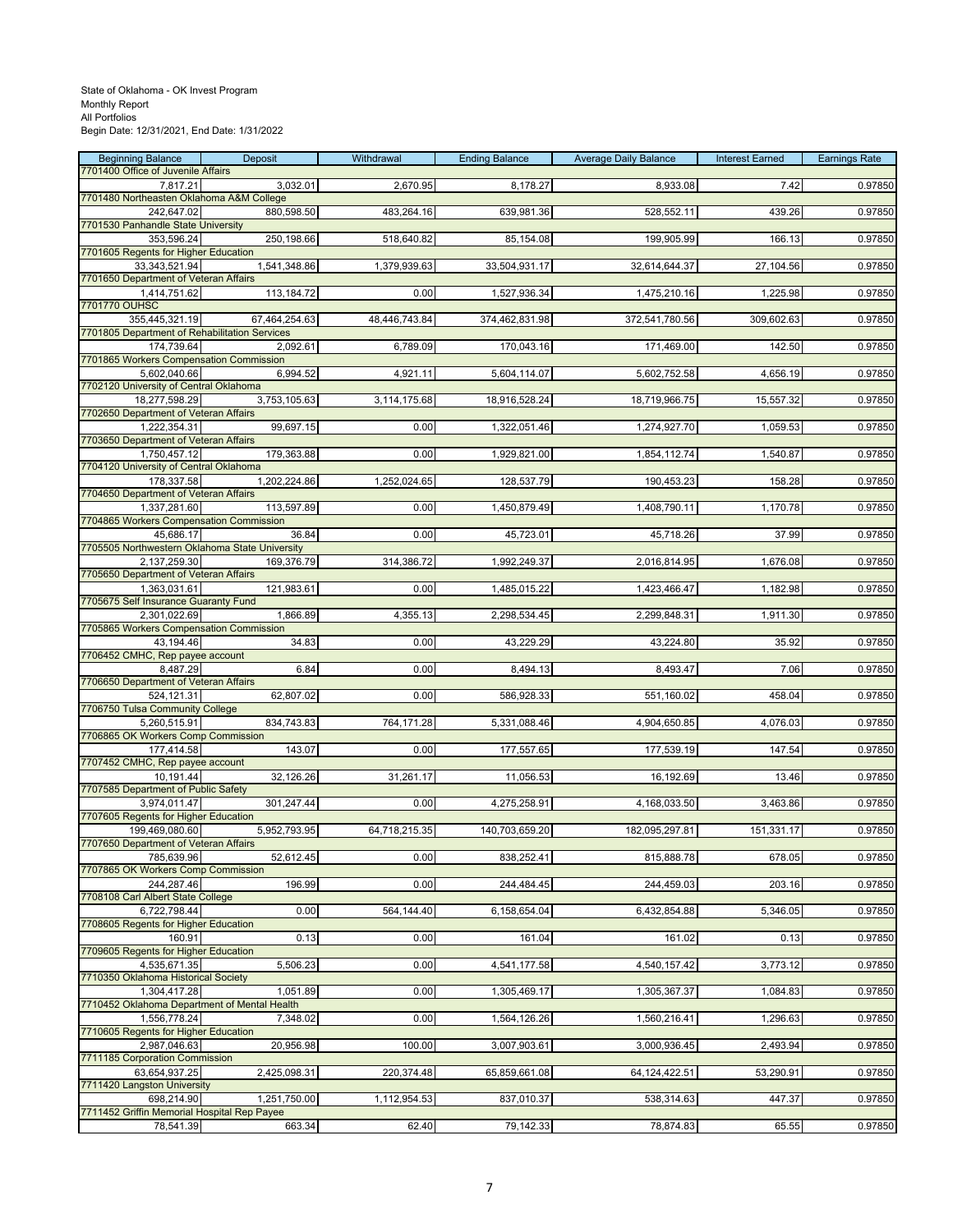State of Oklahoma - OK Invest Program
Monthly Report
All Portfolios
Begin Date: 12/31/2021, End Date: 1/31/2022

| Beginning Balance | Deposit | Withdrawal | Ending Balance | Average Daily Balance | Interest Earned | Earnings Rate |
|---|---|---|---|---|---|---|
| 7701400 Office of Juvenile Affairs | | | | | | |
| 7,817.21 | 3,032.01 | 2,670.95 | 8,178.27 | 8,933.08 | 7.42 | 0.97850 |
| 7701480 Northeasten Oklahoma A&M College | | | | | | |
| 242,647.02 | 880,598.50 | 483,264.16 | 639,981.36 | 528,552.11 | 439.26 | 0.97850 |
| 7701530 Panhandle State University | | | | | | |
| 353,596.24 | 250,198.66 | 518,640.82 | 85,154.08 | 199,905.99 | 166.13 | 0.97850 |
| 7701605 Regents for Higher Education | | | | | | |
| 33,343,521.94 | 1,541,348.86 | 1,379,939.63 | 33,504,931.17 | 32,614,644.37 | 27,104.56 | 0.97850 |
| 7701650 Department of Veteran Affairs | | | | | | |
| 1,414,751.62 | 113,184.72 | 0.00 | 1,527,936.34 | 1,475,210.16 | 1,225.98 | 0.97850 |
| 7701770 OUHSC | | | | | | |
| 355,445,321.19 | 67,464,254.63 | 48,446,743.84 | 374,462,831.98 | 372,541,780.56 | 309,602.63 | 0.97850 |
| 7701805 Department of Rehabilitation Services | | | | | | |
| 174,739.64 | 2,092.61 | 6,789.09 | 170,043.16 | 171,469.00 | 142.50 | 0.97850 |
| 7701865 Workers Compensation Commission | | | | | | |
| 5,602,040.66 | 6,994.52 | 4,921.11 | 5,604,114.07 | 5,602,752.58 | 4,656.19 | 0.97850 |
| 7702120 University of Central Oklahoma | | | | | | |
| 18,277,598.29 | 3,753,105.63 | 3,114,175.68 | 18,916,528.24 | 18,719,966.75 | 15,557.32 | 0.97850 |
| 7702650 Department of Veteran Affairs | | | | | | |
| 1,222,354.31 | 99,697.15 | 0.00 | 1,322,051.46 | 1,274,927.70 | 1,059.53 | 0.97850 |
| 7703650 Department of Veteran Affairs | | | | | | |
| 1,750,457.12 | 179,363.88 | 0.00 | 1,929,821.00 | 1,854,112.74 | 1,540.87 | 0.97850 |
| 7704120 University of Central Oklahoma | | | | | | |
| 178,337.58 | 1,202,224.86 | 1,252,024.65 | 128,537.79 | 190,453.23 | 158.28 | 0.97850 |
| 7704650 Department of Veteran Affairs | | | | | | |
| 1,337,281.60 | 113,597.89 | 0.00 | 1,450,879.49 | 1,408,790.11 | 1,170.78 | 0.97850 |
| 7704865 Workers Compensation Commission | | | | | | |
| 45,686.17 | 36.84 | 0.00 | 45,723.01 | 45,718.26 | 37.99 | 0.97850 |
| 7705505 Northwestern Oklahoma State University | | | | | | |
| 2,137,259.30 | 169,376.79 | 314,386.72 | 1,992,249.37 | 2,016,814.95 | 1,676.08 | 0.97850 |
| 7705650 Department of Veteran Affairs | | | | | | |
| 1,363,031.61 | 121,983.61 | 0.00 | 1,485,015.22 | 1,423,466.47 | 1,182.98 | 0.97850 |
| 7705675 Self Insurance Guaranty Fund | | | | | | |
| 2,301,022.69 | 1,866.89 | 4,355.13 | 2,298,534.45 | 2,299,848.31 | 1,911.30 | 0.97850 |
| 7705865 Workers Compensation Commission | | | | | | |
| 43,194.46 | 34.83 | 0.00 | 43,229.29 | 43,224.80 | 35.92 | 0.97850 |
| 7706452 CMHC, Rep payee account | | | | | | |
| 8,487.29 | 6.84 | 0.00 | 8,494.13 | 8,493.47 | 7.06 | 0.97850 |
| 7706650 Department of Veteran Affairs | | | | | | |
| 524,121.31 | 62,807.02 | 0.00 | 586,928.33 | 551,160.02 | 458.04 | 0.97850 |
| 7706750 Tulsa Community College | | | | | | |
| 5,260,515.91 | 834,743.83 | 764,171.28 | 5,331,088.46 | 4,904,650.85 | 4,076.03 | 0.97850 |
| 7706865 OK Workers Comp Commission | | | | | | |
| 177,414.58 | 143.07 | 0.00 | 177,557.65 | 177,539.19 | 147.54 | 0.97850 |
| 7707452 CMHC, Rep payee account | | | | | | |
| 10,191.44 | 32,126.26 | 31,261.17 | 11,056.53 | 16,192.69 | 13.46 | 0.97850 |
| 7707585 Department of Public Safety | | | | | | |
| 3,974,011.47 | 301,247.44 | 0.00 | 4,275,258.91 | 4,168,033.50 | 3,463.86 | 0.97850 |
| 7707605 Regents for Higher Education | | | | | | |
| 199,469,080.60 | 5,952,793.95 | 64,718,215.35 | 140,703,659.20 | 182,095,297.81 | 151,331.17 | 0.97850 |
| 7707650 Department of Veteran Affairs | | | | | | |
| 785,639.96 | 52,612.45 | 0.00 | 838,252.41 | 815,888.78 | 678.05 | 0.97850 |
| 7707865 OK Workers Comp Commission | | | | | | |
| 244,287.46 | 196.99 | 0.00 | 244,484.45 | 244,459.03 | 203.16 | 0.97850 |
| 7708108 Carl Albert State College | | | | | | |
| 6,722,798.44 | 0.00 | 564,144.40 | 6,158,654.04 | 6,432,854.88 | 5,346.05 | 0.97850 |
| 7708605 Regents for Higher Education | | | | | | |
| 160.91 | 0.13 | 0.00 | 161.04 | 161.02 | 0.13 | 0.97850 |
| 7709605 Regents for Higher Education | | | | | | |
| 4,535,671.35 | 5,506.23 | 0.00 | 4,541,177.58 | 4,540,157.42 | 3,773.12 | 0.97850 |
| 7710350 Oklahoma Historical Society | | | | | | |
| 1,304,417.28 | 1,051.89 | 0.00 | 1,305,469.17 | 1,305,367.37 | 1,084.83 | 0.97850 |
| 7710452 Oklahoma Department of Mental Health | | | | | | |
| 1,556,778.24 | 7,348.02 | 0.00 | 1,564,126.26 | 1,560,216.41 | 1,296.63 | 0.97850 |
| 7710605 Regents for Higher Education | | | | | | |
| 2,987,046.63 | 20,956.98 | 100.00 | 3,007,903.61 | 3,000,936.45 | 2,493.94 | 0.97850 |
| 7711185 Corporation Commission | | | | | | |
| 63,654,937.25 | 2,425,098.31 | 220,374.48 | 65,859,661.08 | 64,124,422.51 | 53,290.91 | 0.97850 |
| 7711420 Langston University | | | | | | |
| 698,214.90 | 1,251,750.00 | 1,112,954.53 | 837,010.37 | 538,314.63 | 447.37 | 0.97850 |
| 7711452 Griffin Memorial Hospital Rep Payee | | | | | | |
| 78,541.39 | 663.34 | 62.40 | 79,142.33 | 78,874.83 | 65.55 | 0.97850 |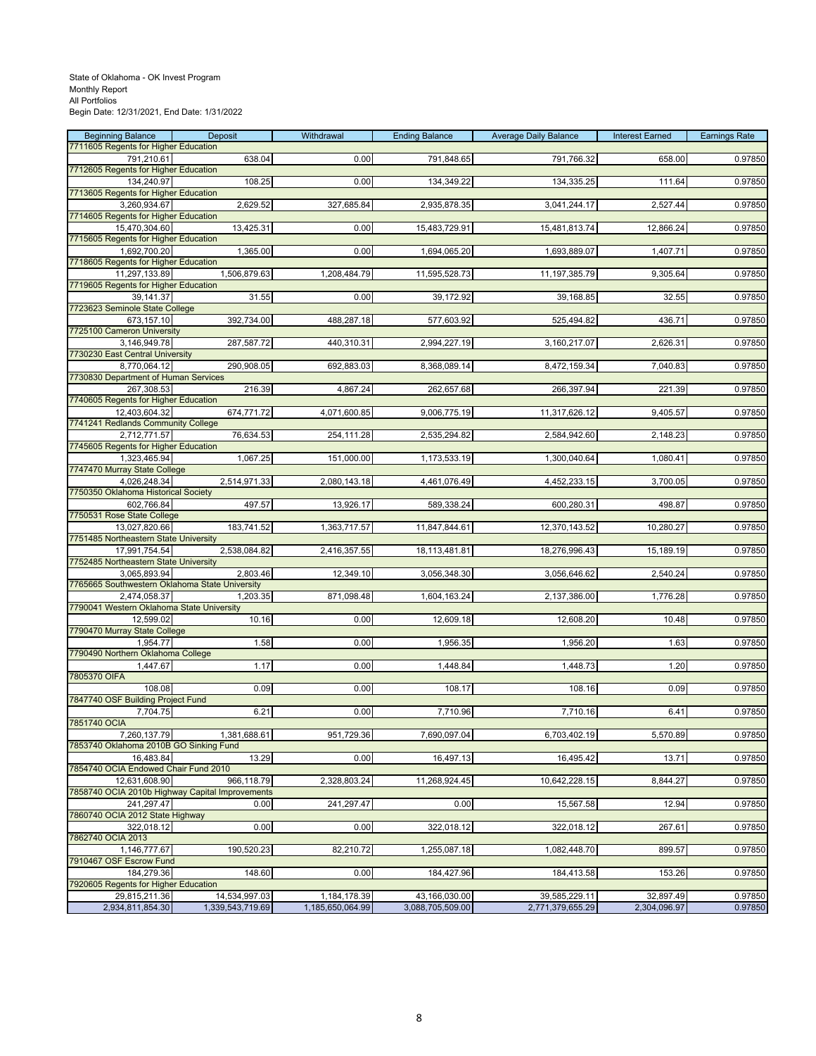State of Oklahoma - OK Invest Program
Monthly Report
All Portfolios
Begin Date: 12/31/2021, End Date: 1/31/2022

| Beginning Balance | Deposit | Withdrawal | Ending Balance | Average Daily Balance | Interest Earned | Earnings Rate |
|---|---|---|---|---|---|---|
| 7711605 Regents for Higher Education | | | | | | |
| 791,210.61 | 638.04 | 0.00 | 791,848.65 | 791,766.32 | 658.00 | 0.97850 |
| 7712605 Regents for Higher Education | | | | | | |
| 134,240.97 | 108.25 | 0.00 | 134,349.22 | 134,335.25 | 111.64 | 0.97850 |
| 7713605 Regents for Higher Education | | | | | | |
| 3,260,934.67 | 2,629.52 | 327,685.84 | 2,935,878.35 | 3,041,244.17 | 2,527.44 | 0.97850 |
| 7714605 Regents for Higher Education | | | | | | |
| 15,470,304.60 | 13,425.31 | 0.00 | 15,483,729.91 | 15,481,813.74 | 12,866.24 | 0.97850 |
| 7715605 Regents for Higher Education | | | | | | |
| 1,692,700.20 | 1,365.00 | 0.00 | 1,694,065.20 | 1,693,889.07 | 1,407.71 | 0.97850 |
| 7718605 Regents for Higher Education | | | | | | |
| 11,297,133.89 | 1,506,879.63 | 1,208,484.79 | 11,595,528.73 | 11,197,385.79 | 9,305.64 | 0.97850 |
| 7719605 Regents for Higher Education | | | | | | |
| 39,141.37 | 31.55 | 0.00 | 39,172.92 | 39,168.85 | 32.55 | 0.97850 |
| 7723623 Seminole State College | | | | | | |
| 673,157.10 | 392,734.00 | 488,287.18 | 577,603.92 | 525,494.82 | 436.71 | 0.97850 |
| 7725100 Cameron University | | | | | | |
| 3,146,949.78 | 287,587.72 | 440,310.31 | 2,994,227.19 | 3,160,217.07 | 2,626.31 | 0.97850 |
| 7730230 East Central University | | | | | | |
| 8,770,064.12 | 290,908.05 | 692,883.03 | 8,368,089.14 | 8,472,159.34 | 7,040.83 | 0.97850 |
| 7730830 Department of Human Services | | | | | | |
| 267,308.53 | 216.39 | 4,867.24 | 262,657.68 | 266,397.94 | 221.39 | 0.97850 |
| 7740605 Regents for Higher Education | | | | | | |
| 12,403,604.32 | 674,771.72 | 4,071,600.85 | 9,006,775.19 | 11,317,626.12 | 9,405.57 | 0.97850 |
| 7741241 Redlands Community College | | | | | | |
| 2,712,771.57 | 76,634.53 | 254,111.28 | 2,535,294.82 | 2,584,942.60 | 2,148.23 | 0.97850 |
| 7745605 Regents for Higher Education | | | | | | |
| 1,323,465.94 | 1,067.25 | 151,000.00 | 1,173,533.19 | 1,300,040.64 | 1,080.41 | 0.97850 |
| 7747470 Murray State College | | | | | | |
| 4,026,248.34 | 2,514,971.33 | 2,080,143.18 | 4,461,076.49 | 4,452,233.15 | 3,700.05 | 0.97850 |
| 7750350 Oklahoma Historical Society | | | | | | |
| 602,766.84 | 497.57 | 13,926.17 | 589,338.24 | 600,280.31 | 498.87 | 0.97850 |
| 7750531 Rose State College | | | | | | |
| 13,027,820.66 | 183,741.52 | 1,363,717.57 | 11,847,844.61 | 12,370,143.52 | 10,280.27 | 0.97850 |
| 7751485 Northeastern State University | | | | | | |
| 17,991,754.54 | 2,538,084.82 | 2,416,357.55 | 18,113,481.81 | 18,276,996.43 | 15,189.19 | 0.97850 |
| 7752485 Northeastern State University | | | | | | |
| 3,065,893.94 | 2,803.46 | 12,349.10 | 3,056,348.30 | 3,056,646.62 | 2,540.24 | 0.97850 |
| 7765665 Southwestern Oklahoma State University | | | | | | |
| 2,474,058.37 | 1,203.35 | 871,098.48 | 1,604,163.24 | 2,137,386.00 | 1,776.28 | 0.97850 |
| 7790041 Western Oklahoma State University | | | | | | |
| 12,599.02 | 10.16 | 0.00 | 12,609.18 | 12,608.20 | 10.48 | 0.97850 |
| 7790470 Murray State College | | | | | | |
| 1,954.77 | 1.58 | 0.00 | 1,956.35 | 1,956.20 | 1.63 | 0.97850 |
| 7790490 Northern Oklahoma College | | | | | | |
| 1,447.67 | 1.17 | 0.00 | 1,448.84 | 1,448.73 | 1.20 | 0.97850 |
| 7805370 OIFA | | | | | | |
| 108.08 | 0.09 | 0.00 | 108.17 | 108.16 | 0.09 | 0.97850 |
| 7847740 OSF Building Project Fund | | | | | | |
| 7,704.75 | 6.21 | 0.00 | 7,710.96 | 7,710.16 | 6.41 | 0.97850 |
| 7851740 OCIA | | | | | | |
| 7,260,137.79 | 1,381,688.61 | 951,729.36 | 7,690,097.04 | 6,703,402.19 | 5,570.89 | 0.97850 |
| 7853740 Oklahoma 2010B GO Sinking Fund | | | | | | |
| 16,483.84 | 13.29 | 0.00 | 16,497.13 | 16,495.42 | 13.71 | 0.97850 |
| 7854740 OCIA Endowed Chair Fund 2010 | | | | | | |
| 12,631,608.90 | 966,118.79 | 2,328,803.24 | 11,268,924.45 | 10,642,228.15 | 8,844.27 | 0.97850 |
| 7858740 OCIA 2010b Highway Capital Improvements | | | | | | |
| 241,297.47 | 0.00 | 241,297.47 | 0.00 | 15,567.58 | 12.94 | 0.97850 |
| 7860740 OCIA 2012 State Highway | | | | | | |
| 322,018.12 | 0.00 | 0.00 | 322,018.12 | 322,018.12 | 267.61 | 0.97850 |
| 7862740 OCIA 2013 | | | | | | |
| 1,146,777.67 | 190,520.23 | 82,210.72 | 1,255,087.18 | 1,082,448.70 | 899.57 | 0.97850 |
| 7910467 OSF Escrow Fund | | | | | | |
| 184,279.36 | 148.60 | 0.00 | 184,427.96 | 184,413.58 | 153.26 | 0.97850 |
| 7920605 Regents for Higher Education | | | | | | |
| 29,815,211.36 | 14,534,997.03 | 1,184,178.39 | 43,166,030.00 | 39,585,229.11 | 32,897.49 | 0.97850 |
| 2,934,811,854.30 | 1,339,543,719.69 | 1,185,650,064.99 | 3,088,705,509.00 | 2,771,379,655.29 | 2,304,096.97 | 0.97850 |